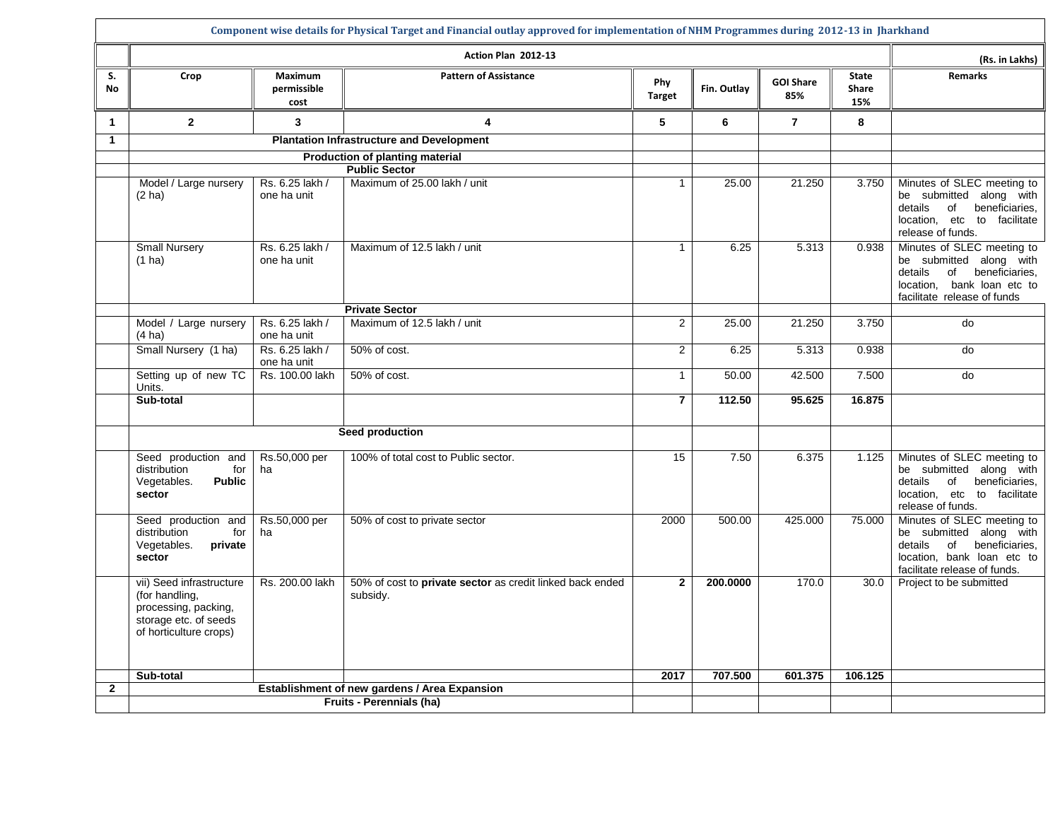**Component wise details for Physical Target and Financial outlay approved for implementation of NHM Programmes during 2012-13 in Jharkhand**

| | Action Plan 2012-13 | | | | | | | (Rs. in Lakhs) |
|---|---|---|---|---|---|---|---|---|
| S. No | Crop | Maximum permissible cost | Pattern of Assistance | Phy Target | Fin. Outlay | GOI Share 85% | State Share 15% | Remarks |
| 1 | 2 | 3 | 4 | 5 | 6 | 7 | 8 | |
| 1 | **Plantation Infrastructure and Development** | | | | | | | |
| | **Production of planting material** | | | | | | | |
| | **Public Sector** | | | | | | | |
| | Model / Large nursery (2 ha) | Rs. 6.25 lakh / one ha unit | Maximum of 25.00 lakh / unit | 1 | 25.00 | 21.250 | 3.750 | Minutes of SLEC meeting to be submitted along with details of beneficiaries, location, etc to facilitate release of funds. |
| | Small Nursery (1 ha) | Rs. 6.25 lakh / one ha unit | Maximum of 12.5 lakh / unit | 1 | 6.25 | 5.313 | 0.938 | Minutes of SLEC meeting to be submitted along with details of beneficiaries, location, bank loan etc to facilitate release of funds |
| | **Private Sector** | | | | | | | |
| | Model / Large nursery (4 ha) | Rs. 6.25 lakh / one ha unit | Maximum of 12.5 lakh / unit | 2 | 25.00 | 21.250 | 3.750 | do |
| | Small Nursery (1 ha) | Rs. 6.25 lakh / one ha unit | 50% of cost. | 2 | 6.25 | 5.313 | 0.938 | do |
| | Setting up of new TC Units. | Rs. 100.00 lakh | 50% of cost. | 1 | 50.00 | 42.500 | 7.500 | do |
| | **Sub-total** | | | **7** | **112.50** | **95.625** | **16.875** | |
| | **Seed production** | | | | | | | |
| | Seed production and distribution for Vegetables. **Public sector** | Rs.50,000 per ha | 100% of total cost to Public sector. | 15 | 7.50 | 6.375 | 1.125 | Minutes of SLEC meeting to be submitted along with details of beneficiaries, location, etc to facilitate release of funds. |
| | Seed production and distribution for Vegetables. **private sector** | Rs.50,000 per ha | 50% of cost to private sector | 2000 | 500.00 | 425.000 | 75.000 | Minutes of SLEC meeting to be submitted along with details of beneficiaries, location, bank loan etc to facilitate release of funds. |
| | vii) Seed infrastructure (for handling, processing, packing, storage etc. of seeds of horticulture crops) | Rs. 200.00 lakh | 50% of cost to **private sector** as credit linked back ended subsidy. | **2** | **200.0000** | 170.0 | 30.0 | Project to be submitted |
| | **Sub-total** | | | **2017** | **707.500** | **601.375** | **106.125** | |
| 2 | **Establishment of new gardens / Area Expansion** | | | | | | | |
| | **Fruits - Perennials (ha)** | | | | | | | |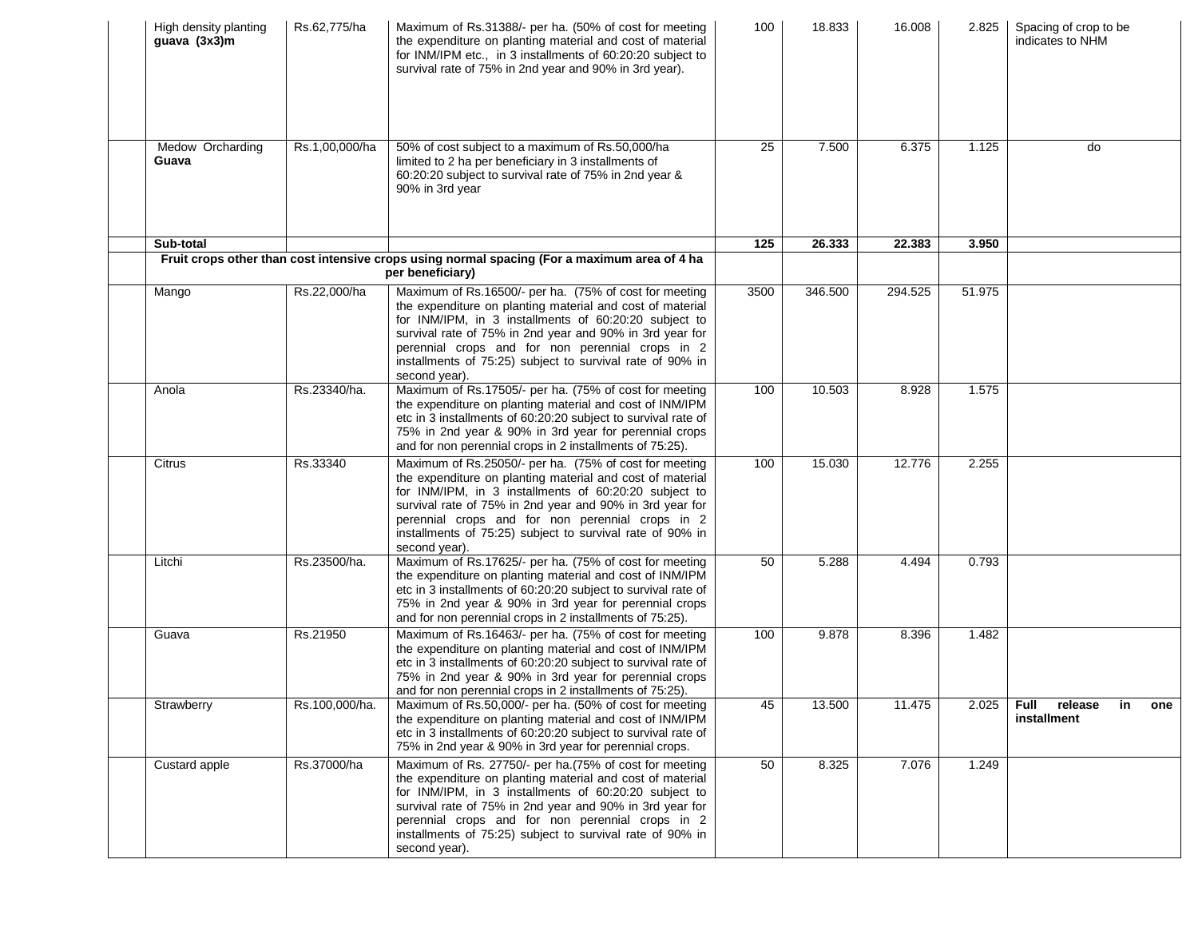| | | | | | | | | |
|---|---|---|---|---|---|---|---|---|
| | High density planting **guava (3x3)m** | Rs.62,775/ha | Maximum of Rs.31388/- per ha. (50% of cost for meeting the expenditure on planting material and cost of material for INM/IPM etc., in 3 installments of 60:20:20 subject to survival rate of 75% in 2nd year and 90% in 3rd year). | 100 | 18.833 | 16.008 | 2.825 | Spacing of crop to be indicates to NHM |
| | Medow Orcharding **Guava** | Rs.1,00,000/ha | 50% of cost subject to a maximum of Rs.50,000/ha limited to 2 ha per beneficiary in 3 installments of 60:20:20 subject to survival rate of 75% in 2nd year & 90% in 3rd year | 25 | 7.500 | 6.375 | 1.125 | do |
| | **Sub-total** | | | **125** | **26.333** | **22.383** | **3.950** | |
| | **Fruit crops other than cost intensive crops using normal spacing (For a maximum area of 4 ha per beneficiary)** | | | | | | | |
| | Mango | Rs.22,000/ha | Maximum of Rs.16500/- per ha. (75% of cost for meeting the expenditure on planting material and cost of material for INM/IPM, in 3 installments of 60:20:20 subject to survival rate of 75% in 2nd year and 90% in 3rd year for perennial crops and for non perennial crops in 2 installments of 75:25) subject to survival rate of 90% in second year). | 3500 | 346.500 | 294.525 | 51.975 | |
| | Anola | Rs.23340/ha. | Maximum of Rs.17505/- per ha. (75% of cost for meeting the expenditure on planting material and cost of INM/IPM etc in 3 installments of 60:20:20 subject to survival rate of 75% in 2nd year & 90% in 3rd year for perennial crops and for non perennial crops in 2 installments of 75:25). | 100 | 10.503 | 8.928 | 1.575 | |
| | Citrus | Rs.33340 | Maximum of Rs.25050/- per ha. (75% of cost for meeting the expenditure on planting material and cost of material for INM/IPM, in 3 installments of 60:20:20 subject to survival rate of 75% in 2nd year and 90% in 3rd year for perennial crops and for non perennial crops in 2 installments of 75:25) subject to survival rate of 90% in second year). | 100 | 15.030 | 12.776 | 2.255 | |
| | Litchi | Rs.23500/ha. | Maximum of Rs.17625/- per ha. (75% of cost for meeting the expenditure on planting material and cost of INM/IPM etc in 3 installments of 60:20:20 subject to survival rate of 75% in 2nd year & 90% in 3rd year for perennial crops and for non perennial crops in 2 installments of 75:25). | 50 | 5.288 | 4.494 | 0.793 | |
| | Guava | Rs.21950 | Maximum of Rs.16463/- per ha. (75% of cost for meeting the expenditure on planting material and cost of INM/IPM etc in 3 installments of 60:20:20 subject to survival rate of 75% in 2nd year & 90% in 3rd year for perennial crops and for non perennial crops in 2 installments of 75:25). | 100 | 9.878 | 8.396 | 1.482 | |
| | Strawberry | Rs.100,000/ha. | Maximum of Rs.50,000/- per ha. (50% of cost for meeting the expenditure on planting material and cost of INM/IPM etc in 3 installments of 60:20:20 subject to survival rate of 75% in 2nd year & 90% in 3rd year for perennial crops. | 45 | 13.500 | 11.475 | 2.025 | **Full release in one installment** |
| | Custard apple | Rs.37000/ha | Maximum of Rs. 27750/- per ha.(75% of cost for meeting the expenditure on planting material and cost of material for INM/IPM, in 3 installments of 60:20:20 subject to survival rate of 75% in 2nd year and 90% in 3rd year for perennial crops and for non perennial crops in 2 installments of 75:25) subject to survival rate of 90% in second year). | 50 | 8.325 | 7.076 | 1.249 | |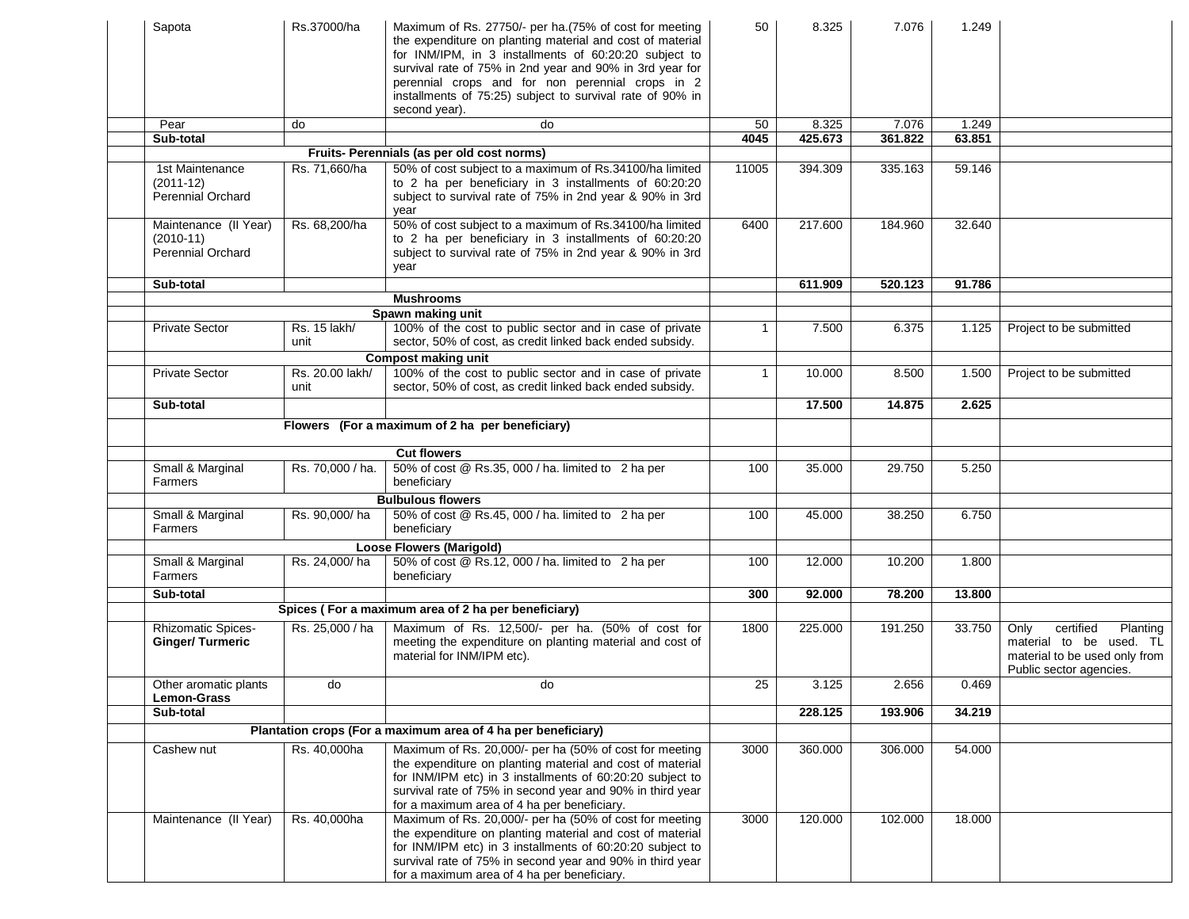| | | | | | | | | |
|---|---|---|---|---|---|---|---|---|
| | Sapota | Rs.37000/ha | Maximum of Rs. 27750/- per ha.(75% of cost for meeting the expenditure on planting material and cost of material for INM/IPM, in 3 installments of 60:20:20 subject to survival rate of 75% in 2nd year and 90% in 3rd year for perennial crops and for non perennial crops in 2 installments of 75:25) subject to survival rate of 90% in second year). | 50 | 8.325 | 7.076 | 1.249 | |
| | Pear | do | do | 50 | 8.325 | 7.076 | 1.249 | |
| | **Sub-total** | | | **4045** | **425.673** | **361.822** | **63.851** | |
| | | | **Fruits- Perennials (as per old cost norms)** | | | | | |
| | 1st Maintenance (2011-12) Perennial Orchard | Rs. 71,660/ha | 50% of cost subject to a maximum of Rs.34100/ha limited to 2 ha per beneficiary in 3 installments of 60:20:20 subject to survival rate of 75% in 2nd year & 90% in 3rd year | 11005 | 394.309 | 335.163 | 59.146 | |
| | Maintenance (II Year) (2010-11) Perennial Orchard | Rs. 68,200/ha | 50% of cost subject to a maximum of Rs.34100/ha limited to 2 ha per beneficiary in 3 installments of 60:20:20 subject to survival rate of 75% in 2nd year & 90% in 3rd year | 6400 | 217.600 | 184.960 | 32.640 | |
| | **Sub-total** | | | | **611.909** | **520.123** | **91.786** | |
| | | | **Mushrooms** | | | | | |
| | | | **Spawn making unit** | | | | | |
| | Private Sector | Rs. 15 lakh/ unit | 100% of the cost to public sector and in case of private sector, 50% of cost, as credit linked back ended subsidy. | 1 | 7.500 | 6.375 | 1.125 | Project to be submitted |
| | | | **Compost making unit** | | | | | |
| | Private Sector | Rs. 20.00 lakh/ unit | 100% of the cost to public sector and in case of private sector, 50% of cost, as credit linked back ended subsidy. | 1 | 10.000 | 8.500 | 1.500 | Project to be submitted |
| | **Sub-total** | | | | **17.500** | **14.875** | **2.625** | |
| | | | **Flowers (For a maximum of 2 ha per beneficiary)** | | | | | |
| | | | **Cut flowers** | | | | | |
| | Small & Marginal Farmers | Rs. 70,000 / ha. | 50% of cost @ Rs.35, 000 / ha. limited to 2 ha per beneficiary | 100 | 35.000 | 29.750 | 5.250 | |
| | | | **Bulbulous flowers** | | | | | |
| | Small & Marginal Farmers | Rs. 90,000/ ha | 50% of cost @ Rs.45, 000 / ha. limited to 2 ha per beneficiary | 100 | 45.000 | 38.250 | 6.750 | |
| | | | **Loose Flowers (Marigold)** | | | | | |
| | Small & Marginal Farmers | Rs. 24,000/ ha | 50% of cost @ Rs.12, 000 / ha. limited to 2 ha per beneficiary | 100 | 12.000 | 10.200 | 1.800 | |
| | **Sub-total** | | | **300** | **92.000** | **78.200** | **13.800** | |
| | | | **Spices ( For a maximum area of 2 ha per beneficiary)** | | | | | |
| | Rhizomatic Spices- **Ginger/ Turmeric** | Rs. 25,000 / ha | Maximum of Rs. 12,500/- per ha. (50% of cost for meeting the expenditure on planting material and cost of material for INM/IPM etc). | 1800 | 225.000 | 191.250 | 33.750 | Only certified Planting material to be used. TL material to be used only from Public sector agencies. |
| | Other aromatic plants **Lemon-Grass** | do | do | 25 | 3.125 | 2.656 | 0.469 | |
| | **Sub-total** | | | | **228.125** | **193.906** | **34.219** | |
| | | | **Plantation crops (For a maximum area of 4 ha per beneficiary)** | | | | | |
| | Cashew nut | Rs. 40,000ha | Maximum of Rs. 20,000/- per ha (50% of cost for meeting the expenditure on planting material and cost of material for INM/IPM etc) in 3 installments of 60:20:20 subject to survival rate of 75% in second year and 90% in third year for a maximum area of 4 ha per beneficiary. | 3000 | 360.000 | 306.000 | 54.000 | |
| | Maintenance (II Year) | Rs. 40,000ha | Maximum of Rs. 20,000/- per ha (50% of cost for meeting the expenditure on planting material and cost of material for INM/IPM etc) in 3 installments of 60:20:20 subject to survival rate of 75% in second year and 90% in third year for a maximum area of 4 ha per beneficiary. | 3000 | 120.000 | 102.000 | 18.000 | |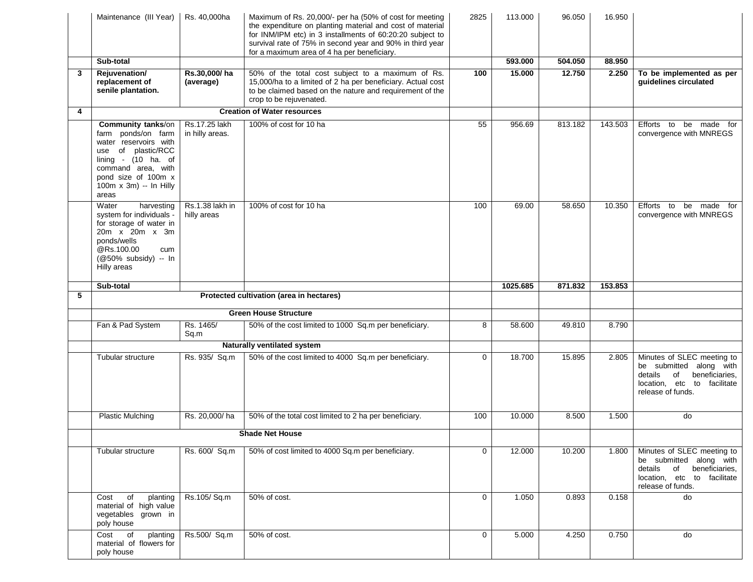|   |   |   |   |   |   |   |   |   |
|---|---|---|---|---|---|---|---|---|
|   | Maintenance (III Year) | Rs. 40,000ha | Maximum of Rs. 20,000/- per ha (50% of cost for meeting the expenditure on planting material and cost of material for INM/IPM etc) in 3 installments of 60:20:20 subject to survival rate of 75% in second year and 90% in third year for a maximum area of 4 ha per beneficiary. | 2825 | 113.000 | 96.050 | 16.950 |   |
|   | **Sub-total** |   |   |   | **593.000** | **504.050** | **88.950** |   |
| **3** | **Rejuvenation/ replacement of senile plantation.** | **Rs.30,000/ ha (average)** | 50% of the total cost subject to a maximum of Rs. 15,000/ha to a limited of 2 ha per beneficiary. Actual cost to be claimed based on the nature and requirement of the crop to be rejuvenated. | **100** | **15.000** | **12.750** | **2.250** | **To be implemented as per guidelines circulated** |
| **4** | **Creation of Water resources** |   |   |   |   |   |   |   |
|   | **Community tanks**/on farm ponds/on farm water reservoirs with use of plastic/RCC lining - (10 ha. of command area, with pond size of 100m x 100m x 3m) -- In Hilly areas | Rs.17.25 lakh in hilly areas. | 100% of cost for 10 ha | 55 | 956.69 | 813.182 | 143.503 | Efforts to be made for convergence with MNREGS |
|   | Water harvesting system for individuals - for storage of water in 20m x 20m x 3m ponds/wells @Rs.100.00 cum (@50% subsidy) -- In Hilly areas | Rs.1.38 lakh in hilly areas | 100% of cost for 10 ha | 100 | 69.00 | 58.650 | 10.350 | Efforts to be made for convergence with MNREGS |
|   | **Sub-total** |   |   |   | **1025.685** | **871.832** | **153.853** |   |
| **5** | **Protected cultivation (area in hectares)** |   |   |   |   |   |   |   |
|   | **Green House Structure** |   |   |   |   |   |   |   |
|   | Fan & Pad System | Rs. 1465/ Sq.m | 50% of the cost limited to 1000 Sq.m per beneficiary. | 8 | 58.600 | 49.810 | 8.790 |   |
|   | **Naturally ventilated system** |   |   |   |   |   |   |   |
|   | Tubular structure | Rs. 935/ Sq.m | 50% of the cost limited to 4000 Sq.m per beneficiary. | 0 | 18.700 | 15.895 | 2.805 | Minutes of SLEC meeting to be submitted along with details of beneficiaries, location, etc to facilitate release of funds. |
|   | Plastic Mulching | Rs. 20,000/ ha | 50% of the total cost limited to 2 ha per beneficiary. | 100 | 10.000 | 8.500 | 1.500 | do |
|   | **Shade Net House** |   |   |   |   |   |   |   |
|   | Tubular structure | Rs. 600/ Sq.m | 50% of cost limited to 4000 Sq.m per beneficiary. | 0 | 12.000 | 10.200 | 1.800 | Minutes of SLEC meeting to be submitted along with details of beneficiaries, location, etc to facilitate release of funds. |
|   | Cost of planting material of high value vegetables grown in poly house | Rs.105/ Sq.m | 50% of cost. | 0 | 1.050 | 0.893 | 0.158 | do |
|   | Cost of planting material of flowers for poly house | Rs.500/ Sq.m | 50% of cost. | 0 | 5.000 | 4.250 | 0.750 | do |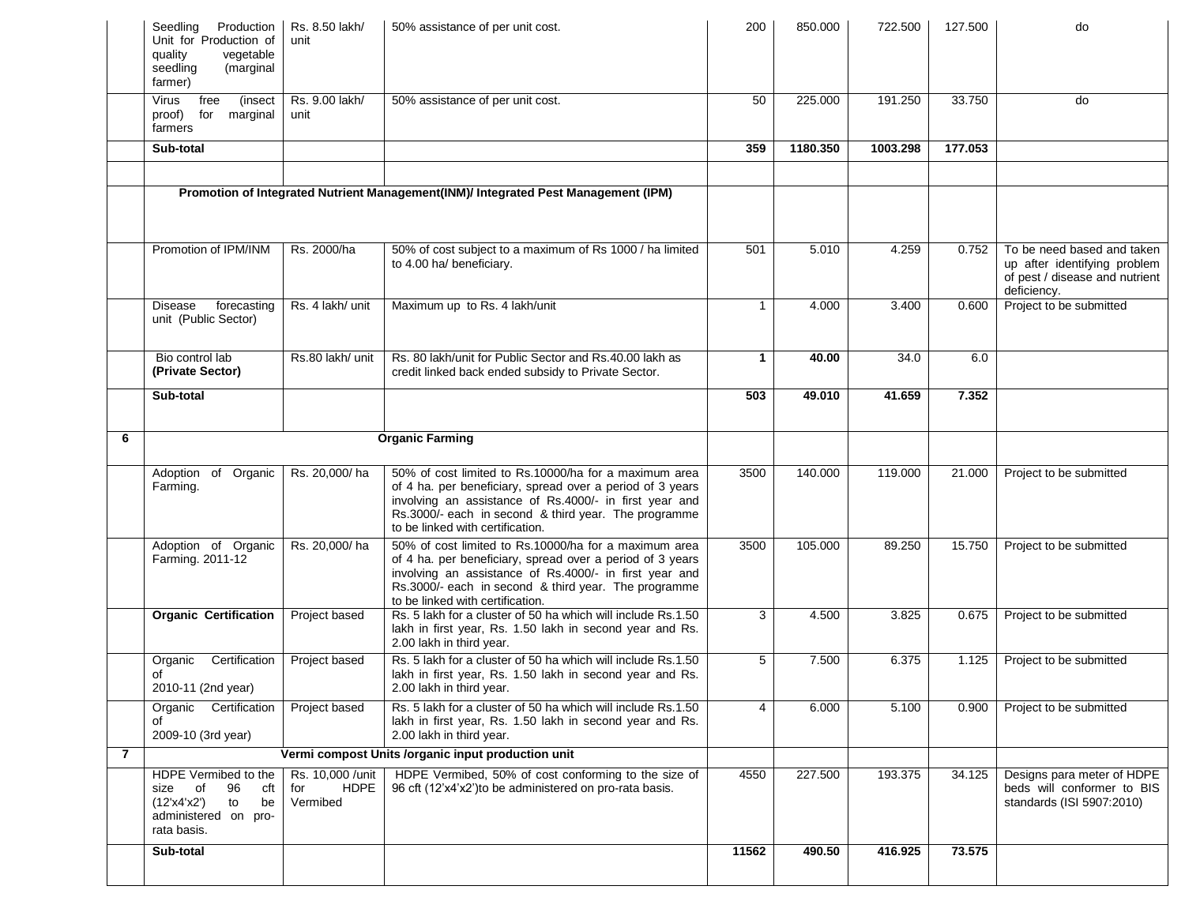| | | | | | | | | |
|---|---|---|---|---|---|---|---|---|
| | Seedling Production Unit for Production of quality vegetable seedling (marginal farmer) | Rs. 8.50 lakh/ unit | 50% assistance of per unit cost. | 200 | 850.000 | 722.500 | 127.500 | do |
| | Virus free (insect proof) for marginal farmers | Rs. 9.00 lakh/ unit | 50% assistance of per unit cost. | 50 | 225.000 | 191.250 | 33.750 | do |
| | **Sub-total** | | | **359** | **1180.350** | **1003.298** | **177.053** | |
| | | | | | | | | |
| | **Promotion of Integrated Nutrient Management(INM)/ Integrated Pest Management (IPM)** | | | | | | | |
| | Promotion of IPM/INM | Rs. 2000/ha | 50% of cost subject to a maximum of Rs 1000 / ha limited to 4.00 ha/ beneficiary. | 501 | 5.010 | 4.259 | 0.752 | To be need based and taken up after identifying problem of pest / disease and nutrient deficiency. |
| | Disease forecasting unit (Public Sector) | Rs. 4 lakh/ unit | Maximum up to Rs. 4 lakh/unit | 1 | 4.000 | 3.400 | 0.600 | Project to be submitted |
| | Bio control lab **(Private Sector)** | Rs.80 lakh/ unit | Rs. 80 lakh/unit for Public Sector and Rs.40.00 lakh as credit linked back ended subsidy to Private Sector. | **1** | **40.00** | 34.0 | 6.0 | |
| | **Sub-total** | | | **503** | **49.010** | **41.659** | **7.352** | |
| **6** | **Organic Farming** | | | | | | | |
| | Adoption of Organic Farming. | Rs. 20,000/ ha | 50% of cost limited to Rs.10000/ha for a maximum area of 4 ha. per beneficiary, spread over a period of 3 years involving an assistance of Rs.4000/- in first year and Rs.3000/- each in second & third year. The programme to be linked with certification. | 3500 | 140.000 | 119.000 | 21.000 | Project to be submitted |
| | Adoption of Organic Farming. 2011-12 | Rs. 20,000/ ha | 50% of cost limited to Rs.10000/ha for a maximum area of 4 ha. per beneficiary, spread over a period of 3 years involving an assistance of Rs.4000/- in first year and Rs.3000/- each in second & third year. The programme to be linked with certification. | 3500 | 105.000 | 89.250 | 15.750 | Project to be submitted |
| | **Organic Certification** | Project based | Rs. 5 lakh for a cluster of 50 ha which will include Rs.1.50 lakh in first year, Rs. 1.50 lakh in second year and Rs. 2.00 lakh in third year. | 3 | 4.500 | 3.825 | 0.675 | Project to be submitted |
| | Organic Certification of 2010-11 (2nd year) | Project based | Rs. 5 lakh for a cluster of 50 ha which will include Rs.1.50 lakh in first year, Rs. 1.50 lakh in second year and Rs. 2.00 lakh in third year. | 5 | 7.500 | 6.375 | 1.125 | Project to be submitted |
| | Organic Certification of 2009-10 (3rd year) | Project based | Rs. 5 lakh for a cluster of 50 ha which will include Rs.1.50 lakh in first year, Rs. 1.50 lakh in second year and Rs. 2.00 lakh in third year. | 4 | 6.000 | 5.100 | 0.900 | Project to be submitted |
| **7** | **Vermi compost Units /organic input production unit** | | | | | | | |
| | HDPE Vermibed to the size of 96 cft (12'x4'x2') to be administered on pro-rata basis. | Rs. 10,000 /unit for HDPE Vermibed | HDPE Vermibed, 50% of cost conforming to the size of 96 cft (12'x4'x2')to be administered on pro-rata basis. | 4550 | 227.500 | 193.375 | 34.125 | Designs para meter of HDPE beds will conformer to BIS standards (ISI 5907:2010) |
| | **Sub-total** | | | **11562** | **490.50** | **416.925** | **73.575** | |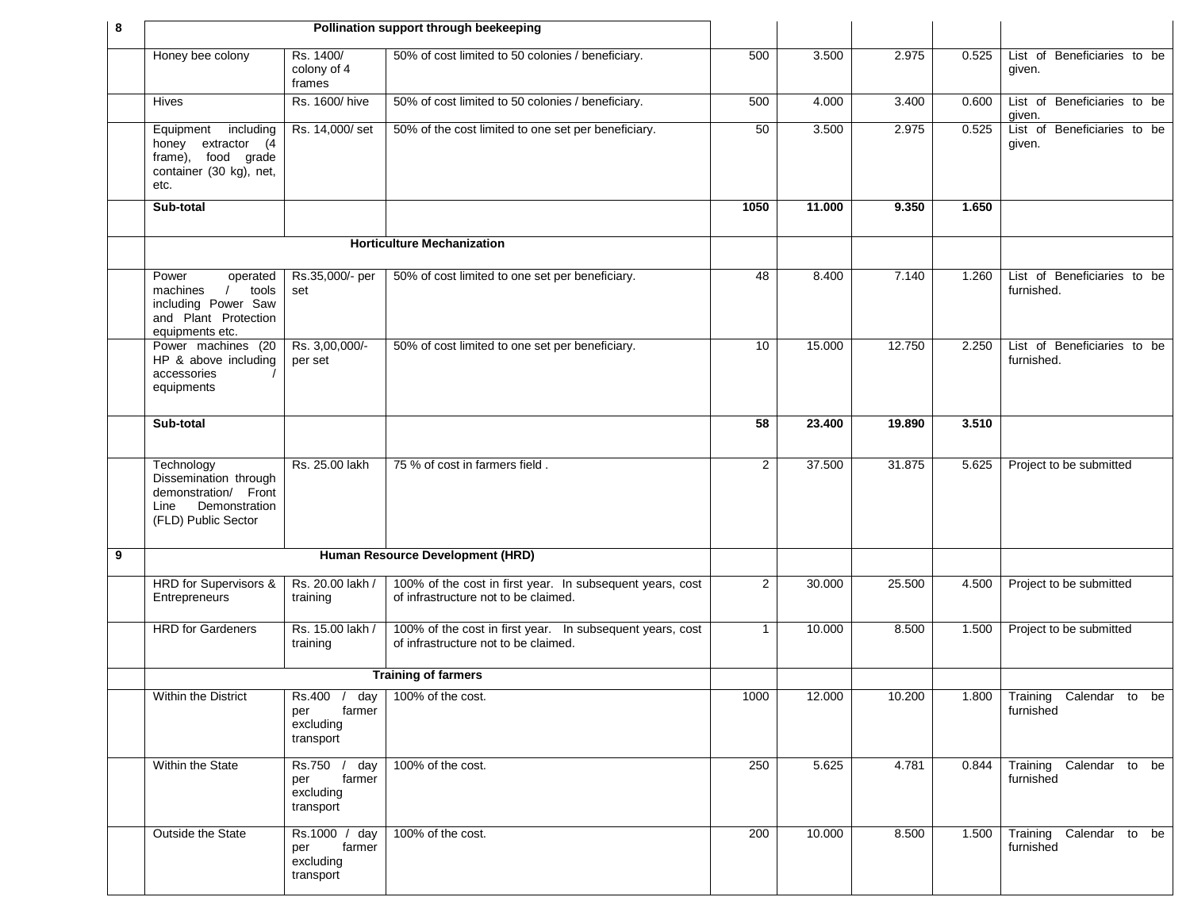| 8 | Pollination support through beekeeping | | | | | | | |
|---|---|---|---|---|---|---|---|---|
| | Honey bee colony | Rs. 1400/ colony of 4 frames | 50% of cost limited to 50 colonies / beneficiary. | 500 | 3.500 | 2.975 | 0.525 | List of Beneficiaries to be given. |
| | Hives | Rs. 1600/ hive | 50% of cost limited to 50 colonies / beneficiary. | 500 | 4.000 | 3.400 | 0.600 | List of Beneficiaries to be given. |
| | Equipment including honey extractor (4 frame), food grade container (30 kg), net, etc. | Rs. 14,000/ set | 50% of the cost limited to one set per beneficiary. | 50 | 3.500 | 2.975 | 0.525 | List of Beneficiaries to be given. |
| | **Sub-total** | | | **1050** | **11.000** | **9.350** | **1.650** | |
| | **Horticulture Mechanization** | | | | | | | |
| | Power operated machines / tools including Power Saw and Plant Protection equipments etc. | Rs.35,000/- per set | 50% of cost limited to one set per beneficiary. | 48 | 8.400 | 7.140 | 1.260 | List of Beneficiaries to be furnished. |
| | Power machines (20 HP & above including accessories / equipments | Rs. 3,00,000/- per set | 50% of cost limited to one set per beneficiary. | 10 | 15.000 | 12.750 | 2.250 | List of Beneficiaries to be furnished. |
| | **Sub-total** | | | **58** | **23.400** | **19.890** | **3.510** | |
| | Technology Dissemination through demonstration/ Front Line Demonstration (FLD) Public Sector | Rs. 25.00 lakh | 75 % of cost in farmers field . | 2 | 37.500 | 31.875 | 5.625 | Project to be submitted |
| **9** | **Human Resource Development (HRD)** | | | | | | | |
| | HRD for Supervisors & Entrepreneurs | Rs. 20.00 lakh / training | 100% of the cost in first year. In subsequent years, cost of infrastructure not to be claimed. | 2 | 30.000 | 25.500 | 4.500 | Project to be submitted |
| | HRD for Gardeners | Rs. 15.00 lakh / training | 100% of the cost in first year. In subsequent years, cost of infrastructure not to be claimed. | 1 | 10.000 | 8.500 | 1.500 | Project to be submitted |
| | **Training of farmers** | | | | | | | |
| | Within the District | Rs.400 / day per farmer excluding transport | 100% of the cost. | 1000 | 12.000 | 10.200 | 1.800 | Training Calendar to be furnished |
| | Within the State | Rs.750 / day per farmer excluding transport | 100% of the cost. | 250 | 5.625 | 4.781 | 0.844 | Training Calendar to be furnished |
| | Outside the State | Rs.1000 / day per farmer excluding transport | 100% of the cost. | 200 | 10.000 | 8.500 | 1.500 | Training Calendar to be furnished |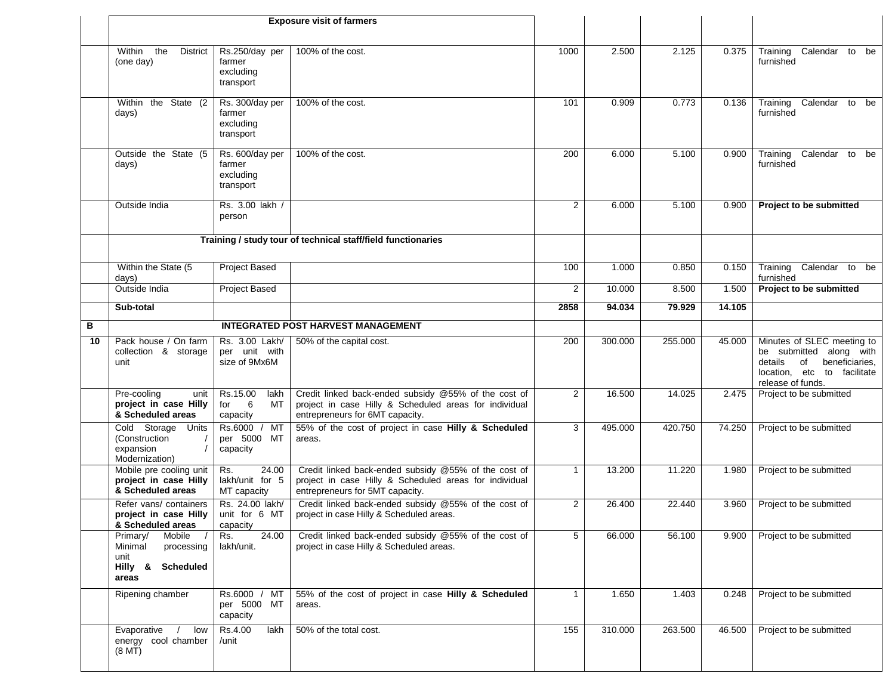| | | | | | | | | |
|---|---|---|---|---|---|---|---|---|
| | **Exposure visit of farmers** | | | | | | | |
| | Within the District (one day) | Rs.250/day per farmer excluding transport | 100% of the cost. | 1000 | 2.500 | 2.125 | 0.375 | Training Calendar to be furnished |
| | Within the State (2 days) | Rs. 300/day per farmer excluding transport | 100% of the cost. | 101 | 0.909 | 0.773 | 0.136 | Training Calendar to be furnished |
| | Outside the State (5 days) | Rs. 600/day per farmer excluding transport | 100% of the cost. | 200 | 6.000 | 5.100 | 0.900 | Training Calendar to be furnished |
| | Outside India | Rs. 3.00 lakh / person | | 2 | 6.000 | 5.100 | 0.900 | **Project to be submitted** |
| | **Training / study tour of technical staff/field functionaries** | | | | | | | |
| | Within the State (5 days) | Project Based | | 100 | 1.000 | 0.850 | 0.150 | Training Calendar to be furnished |
| | Outside India | Project Based | | 2 | 10.000 | 8.500 | 1.500 | **Project to be submitted** |
| | **Sub-total** | | | **2858** | **94.034** | **79.929** | **14.105** | |
| **B** | **INTEGRATED POST HARVEST MANAGEMENT** | | | | | | | |
| **10** | Pack house / On farm collection & storage unit | Rs. 3.00 Lakh/ per unit with size of 9Mx6M | 50% of the capital cost. | 200 | 300.000 | 255.000 | 45.000 | Minutes of SLEC meeting to be submitted along with details of beneficiaries, location, etc to facilitate release of funds. |
| | Pre-cooling unit **project in case Hilly & Scheduled areas** | Rs.15.00 lakh for 6 MT capacity | Credit linked back-ended subsidy @55% of the cost of project in case Hilly & Scheduled areas for individual entrepreneurs for 6MT capacity. | 2 | 16.500 | 14.025 | 2.475 | Project to be submitted |
| | Cold Storage Units (Construction / expansion / Modernization) | Rs.6000 / MT per 5000 MT capacity | 55% of the cost of project in case **Hilly & Scheduled** areas. | 3 | 495.000 | 420.750 | 74.250 | Project to be submitted |
| | Mobile pre cooling unit **project in case Hilly & Scheduled areas** | Rs. 24.00 lakh/unit for 5 MT capacity | Credit linked back-ended subsidy @55% of the cost of project in case Hilly & Scheduled areas for individual entrepreneurs for 5MT capacity. | 1 | 13.200 | 11.220 | 1.980 | Project to be submitted |
| | Refer vans/ containers **project in case Hilly & Scheduled areas** | Rs. 24.00 lakh/ unit for 6 MT capacity | Credit linked back-ended subsidy @55% of the cost of project in case Hilly & Scheduled areas. | 2 | 26.400 | 22.440 | 3.960 | Project to be submitted |
| | Primary/ Mobile / Minimal processing unit **Hilly & Scheduled areas** | Rs. 24.00 lakh/unit. | Credit linked back-ended subsidy @55% of the cost of project in case Hilly & Scheduled areas. | 5 | 66.000 | 56.100 | 9.900 | Project to be submitted |
| | Ripening chamber | Rs.6000 / MT per 5000 MT capacity | 55% of the cost of project in case **Hilly & Scheduled** areas. | 1 | 1.650 | 1.403 | 0.248 | Project to be submitted |
| | Evaporative / low energy cool chamber (8 MT) | Rs.4.00 lakh /unit | 50% of the total cost. | 155 | 310.000 | 263.500 | 46.500 | Project to be submitted |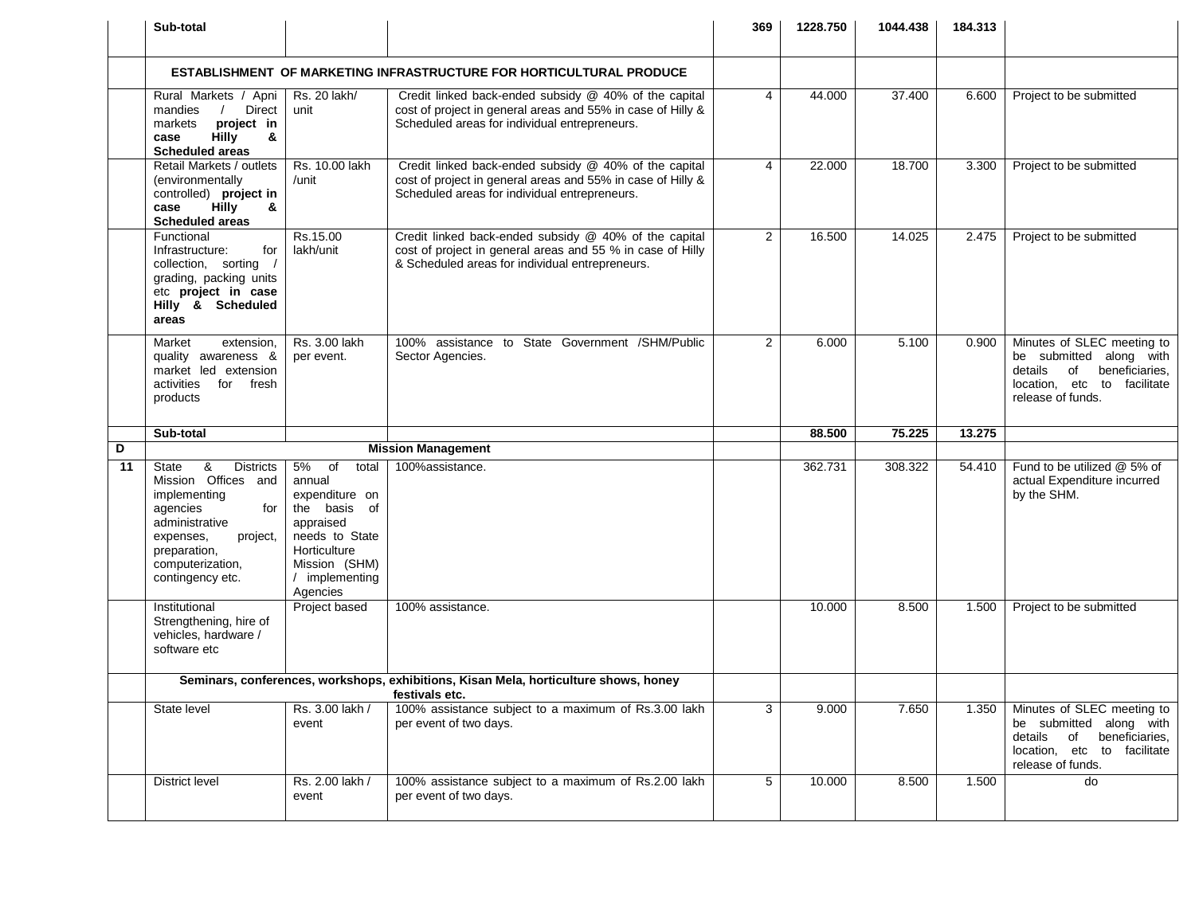| | | | | | | | | |
|---|---|---|---|---|---|---|---|---|
| | **Sub-total** | | | **369** | **1228.750** | **1044.438** | **184.313** | |
| | **ESTABLISHMENT OF MARKETING INFRASTRUCTURE FOR HORTICULTURAL PRODUCE** | | | | | | | |
| | Rural Markets / Apni mandies / Direct markets **project in case Hilly & Scheduled areas** | Rs. 20 lakh/ unit | Credit linked back-ended subsidy @ 40% of the capital cost of project in general areas and 55% in case of Hilly & Scheduled areas for individual entrepreneurs. | 4 | 44.000 | 37.400 | 6.600 | Project to be submitted |
| | Retail Markets / outlets (environmentally controlled) **project in case Hilly & Scheduled areas** | Rs. 10.00 lakh /unit | Credit linked back-ended subsidy @ 40% of the capital cost of project in general areas and 55% in case of Hilly & Scheduled areas for individual entrepreneurs. | 4 | 22.000 | 18.700 | 3.300 | Project to be submitted |
| | Functional Infrastructure: for collection, sorting / grading, packing units etc **project in case Hilly & Scheduled areas** | Rs.15.00 lakh/unit | Credit linked back-ended subsidy @ 40% of the capital cost of project in general areas and 55 % in case of Hilly & Scheduled areas for individual entrepreneurs. | 2 | 16.500 | 14.025 | 2.475 | Project to be submitted |
| | Market extension, quality awareness & market led extension activities for fresh products | Rs. 3.00 lakh per event. | 100% assistance to State Government /SHM/Public Sector Agencies. | 2 | 6.000 | 5.100 | 0.900 | Minutes of SLEC meeting to be submitted along with details of beneficiaries, location, etc to facilitate release of funds. |
| | **Sub-total** | | | | **88.500** | **75.225** | **13.275** | |
| **D** | **Mission Management** | | | | | | | |
| **11** | State & Districts Mission Offices and implementing agencies for administrative expenses, project, preparation, computerization, contingency etc. | 5% of total annual expenditure on the basis of appraised needs to State Horticulture Mission (SHM) / implementing Agencies | 100%assistance. | | 362.731 | 308.322 | 54.410 | Fund to be utilized @ 5% of actual Expenditure incurred by the SHM. |
| | Institutional Strengthening, hire of vehicles, hardware / software etc | Project based | 100% assistance. | | 10.000 | 8.500 | 1.500 | Project to be submitted |
| | **Seminars, conferences, workshops, exhibitions, Kisan Mela, horticulture shows, honey festivals etc.** | | | | | | | |
| | State level | Rs. 3.00 lakh / event | 100% assistance subject to a maximum of Rs.3.00 lakh per event of two days. | 3 | 9.000 | 7.650 | 1.350 | Minutes of SLEC meeting to be submitted along with details of beneficiaries, location, etc to facilitate release of funds. |
| | District level | Rs. 2.00 lakh / event | 100% assistance subject to a maximum of Rs.2.00 lakh per event of two days. | 5 | 10.000 | 8.500 | 1.500 | do |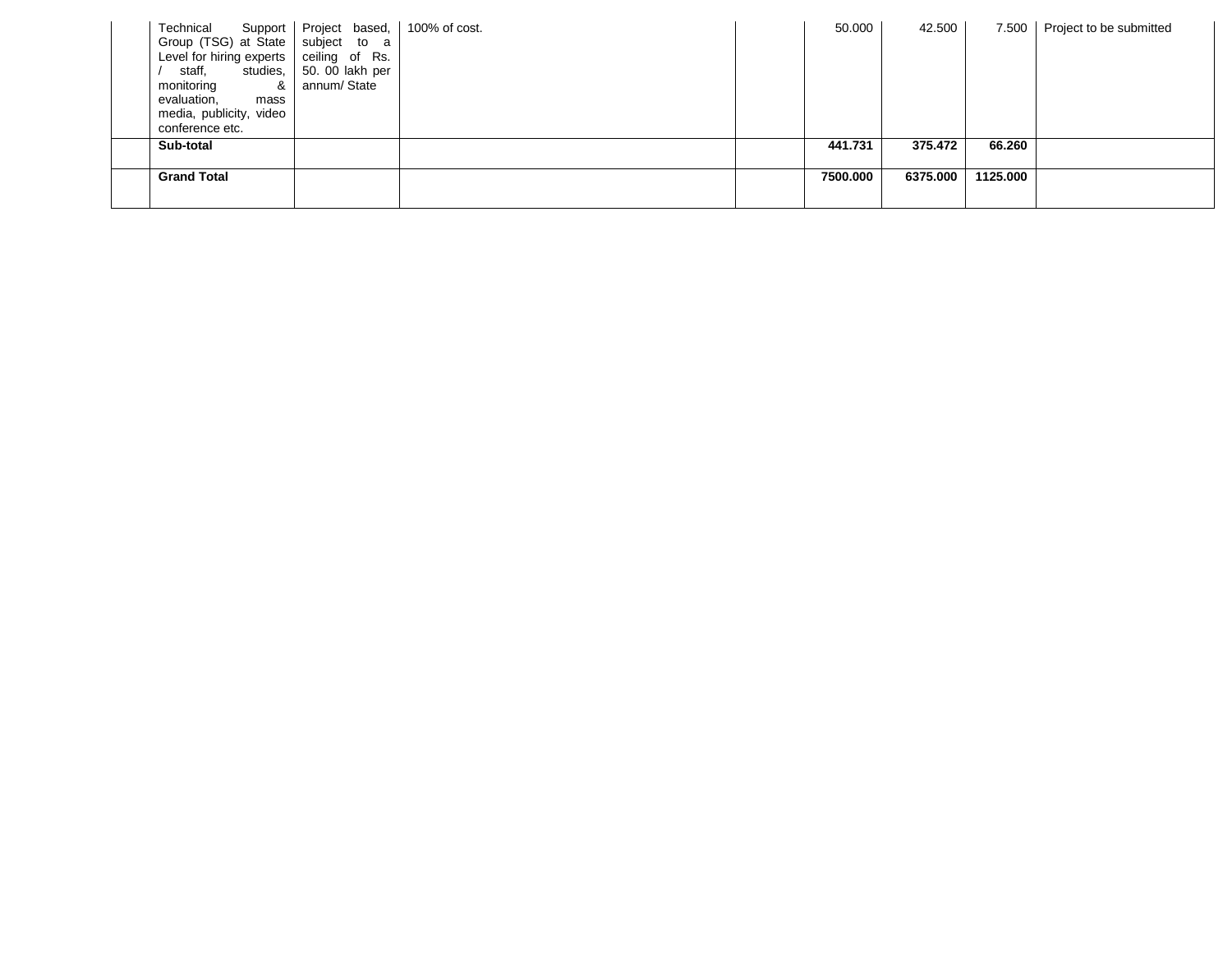| | | | | | | | | |
|---|---|---|---|---|---|---|---|---|
| | Technical Support Group (TSG) at State Level for hiring experts / staff, studies, monitoring & evaluation, mass media, publicity, video conference etc. | Project based, subject to a ceiling of Rs. 50. 00 lakh per annum/ State | 100% of cost. | | 50.000 | 42.500 | 7.500 | Project to be submitted |
| | **Sub-total** | | | | **441.731** | **375.472** | **66.260** | |
| | **Grand Total** | | | | **7500.000** | **6375.000** | **1125.000** | |